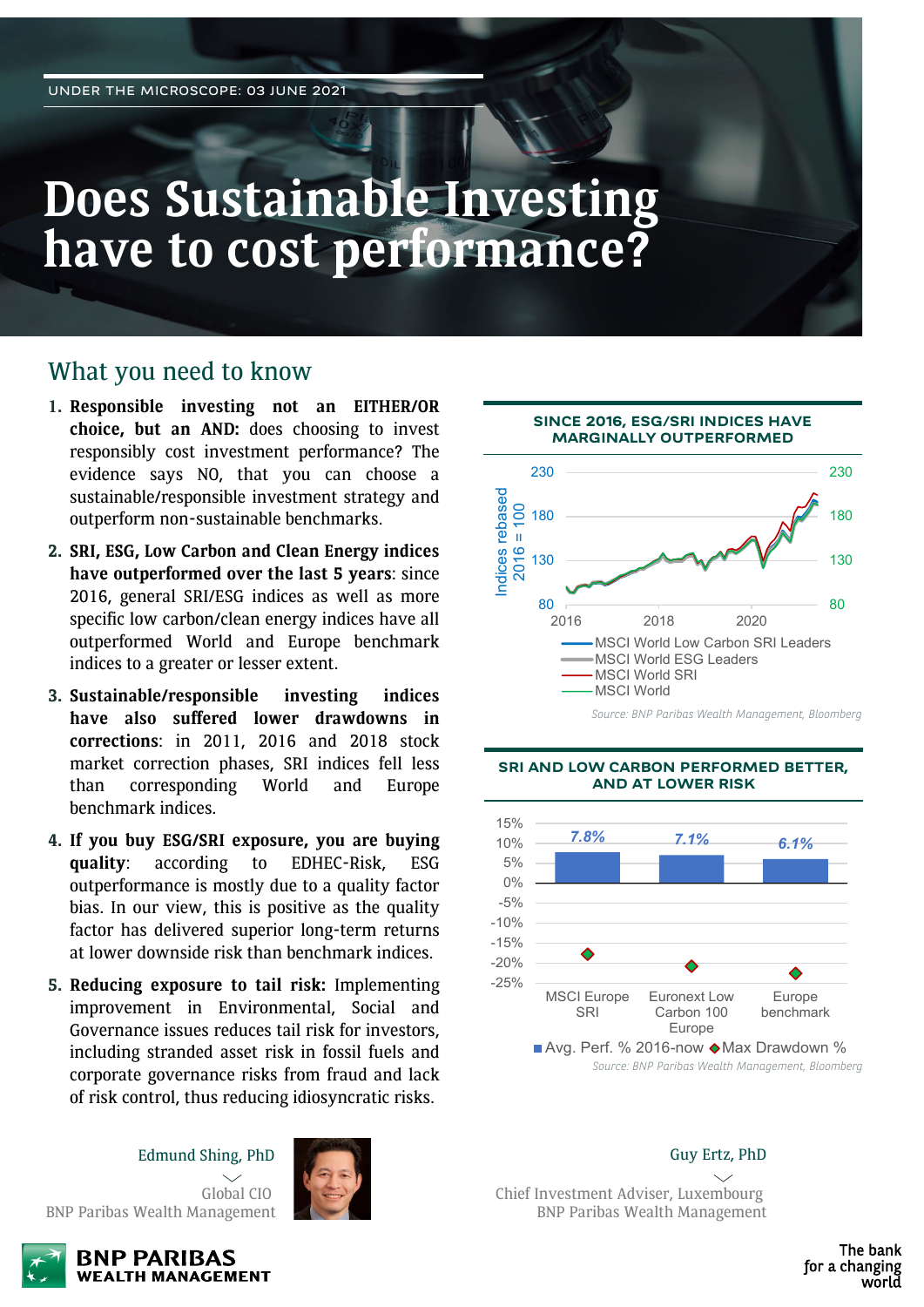UNDER THE MICROSCOPE: 03 JUNE 2021

# Does Sustainable Investing have to cost performance?

## What you need to know

1. **Responsible investing not an EITHER/OR choice, but an AND:** does choosing to invest responsibly cost investment performance? The evidence says NO, that you can choose a sustainable/responsible investment strategy and outperform non-sustainable benchmarks.

2. **SRI, ESG, Low Carbon and Clean Energy indices have outperformed over the last 5 years**: since 2016, general SRI/ESG indices as well as more specific low carbon/clean energy indices have all outperformed World and Europe benchmark indices to a greater or lesser extent.

3. **Sustainable/responsible investing indices have also suffered lower drawdowns in corrections**: in 2011, 2016 and 2018 stock market correction phases, SRI indices fell less than corresponding World and Europe benchmark indices.

4. **If you buy ESG/SRI exposure, you are buying quality**: according to EDHEC-Risk, ESG outperformance is mostly due to a quality factor bias. In our view, this is positive as the quality factor has delivered superior long-term returns at lower downside risk than benchmark indices.

5. **Reducing exposure to tail risk:** Implementing improvement in Environmental, Social and Governance issues reduces tail risk for investors, including stranded asset risk in fossil fuels and corporate governance risks from fraud and lack of risk control, thus reducing idiosyncratic risks.

**SINCE 2016, ESG/SRI INDICES HAVE MARGINALLY OUTPERFORMED**

Indices rebased 2016 = 100 (2016–2020; y-axis 80–230)

- MSCI World Low Carbon SRI Leaders
- MSCI World ESG Leaders
- MSCI World SRI
- MSCI World

*Source: BNP Paribas Wealth Management, Bloomberg*

**SRI AND LOW CARBON PERFORMED BETTER, AND AT LOWER RISK**

| | MSCI Europe SRI | Euronext Low Carbon 100 Europe | Europe benchmark |
|---|---|---|---|
| Avg. Perf. % 2016-now | 7.8% | 7.1% | 6.1% |

Max Drawdown % shown as markers (approx. -18%, -21%, -23%).

*Source: BNP Paribas Wealth Management, Bloomberg*

Edmund Shing, PhD
Global CIO
BNP Paribas Wealth Management

Guy Ertz, PhD
Chief Investment Adviser, Luxembourg
BNP Paribas Wealth Management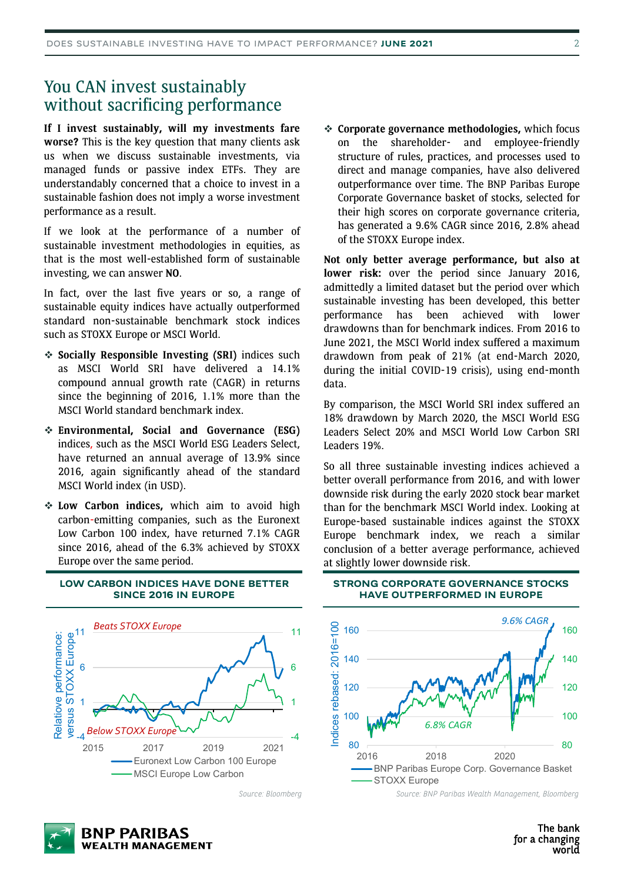# You CAN invest sustainably without sacrificing performance

**If I invest sustainably, will my investments fare worse?** This is the key question that many clients ask us when we discuss sustainable investments, via managed funds or passive index ETFs. They are understandably concerned that a choice to invest in a sustainable fashion does not imply a worse investment performance as a result.

If we look at the performance of a number of sustainable investment methodologies in equities, as that is the most well-established form of sustainable investing, we can answer **NO**.

In fact, over the last five years or so, a range of sustainable equity indices have actually outperformed standard non-sustainable benchmark stock indices such as STOXX Europe or MSCI World.

- **Socially Responsible Investing (SRI)** indices such as MSCI World SRI have delivered a 14.1% compound annual growth rate (CAGR) in returns since the beginning of 2016, 1.1% more than the MSCI World standard benchmark index.
- **Environmental, Social and Governance (ESG)** indices, such as the MSCI World ESG Leaders Select, have returned an annual average of 13.9% since 2016, again significantly ahead of the standard MSCI World index (in USD).
- **Low Carbon indices,** which aim to avoid high carbon-emitting companies, such as the Euronext Low Carbon 100 index, have returned 7.1% CAGR since 2016, ahead of the 6.3% achieved by STOXX Europe over the same period.
- **Corporate governance methodologies,** which focus on the shareholder- and employee-friendly structure of rules, practices, and processes used to direct and manage companies, have also delivered outperformance over time. The BNP Paribas Europe Corporate Governance basket of stocks, selected for their high scores on corporate governance criteria, has generated a 9.6% CAGR since 2016, 2.8% ahead of the STOXX Europe index.

**Not only better average performance, but also at lower risk:** over the period since January 2016, admittedly a limited dataset but the period over which sustainable investing has been developed, this better performance has been achieved with lower drawdowns than for benchmark indices. From 2016 to June 2021, the MSCI World index suffered a maximum drawdown from peak of 21% (at end-March 2020, during the initial COVID-19 crisis), using end-month data.

By comparison, the MSCI World SRI index suffered an 18% drawdown by March 2020, the MSCI World ESG Leaders Select 20% and MSCI World Low Carbon SRI Leaders 19%.

So all three sustainable investing indices achieved a better overall performance from 2016, and with lower downside risk during the early 2020 stock bear market than for the benchmark MSCI World index. Looking at Europe-based sustainable indices against the STOXX Europe benchmark index, we reach a similar conclusion of a better average performance, achieved at slightly lower downside risk.

**LOW CARBON INDICES HAVE DONE BETTER SINCE 2016 IN EUROPE**

*Source: Bloomberg*

**STRONG CORPORATE GOVERNANCE STOCKS HAVE OUTPERFORMED IN EUROPE**

*Source: BNP Paribas Wealth Management, Bloomberg*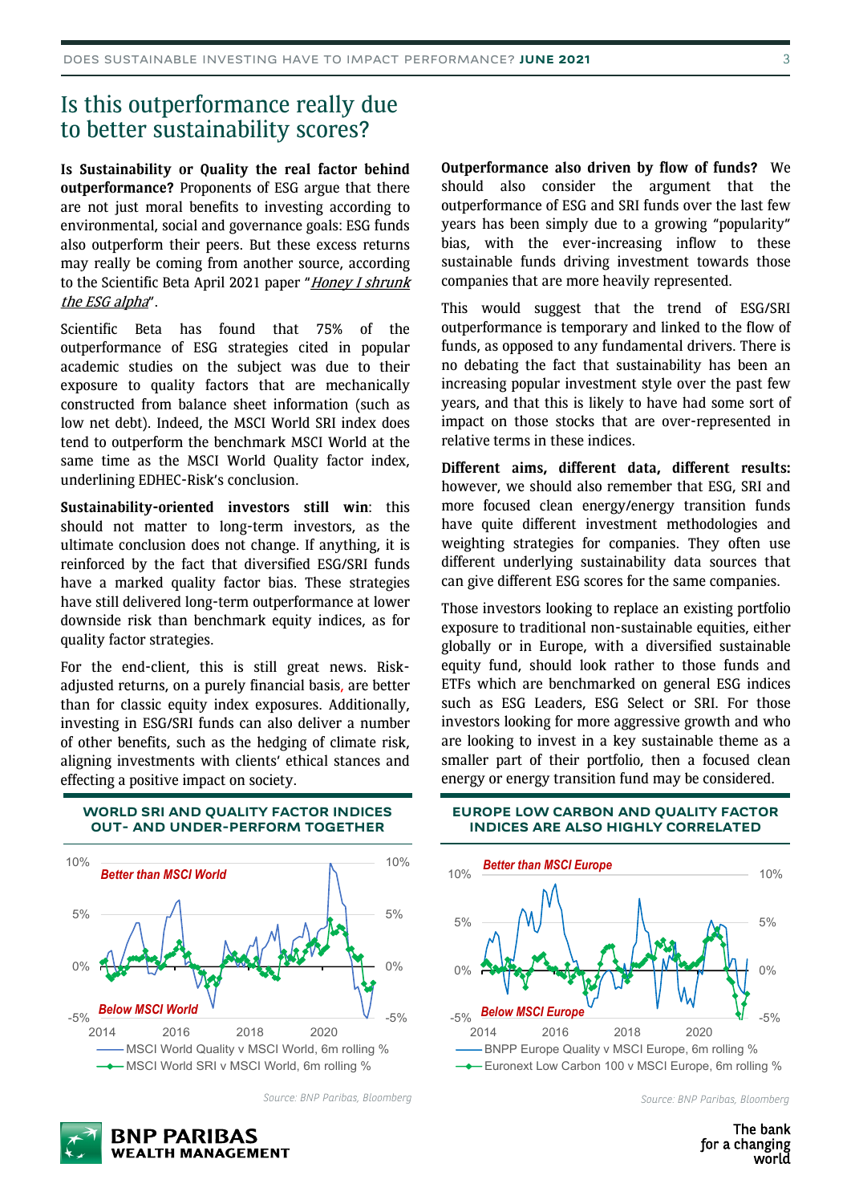# Is this outperformance really due to better sustainability scores?

**Is Sustainability or Quality the real factor behind outperformance?** Proponents of ESG argue that there are not just moral benefits to investing according to environmental, social and governance goals: ESG funds also outperform their peers. But these excess returns may really be coming from another source, according to the Scientific Beta April 2021 paper "*Honey I shrunk the ESG alpha*".

Scientific Beta has found that 75% of the outperformance of ESG strategies cited in popular academic studies on the subject was due to their exposure to quality factors that are mechanically constructed from balance sheet information (such as low net debt). Indeed, the MSCI World SRI index does tend to outperform the benchmark MSCI World at the same time as the MSCI World Quality factor index, underlining EDHEC-Risk's conclusion.

**Sustainability-oriented investors still win**: this should not matter to long-term investors, as the ultimate conclusion does not change. If anything, it is reinforced by the fact that diversified ESG/SRI funds have a marked quality factor bias. These strategies have still delivered long-term outperformance at lower downside risk than benchmark equity indices, as for quality factor strategies.

For the end-client, this is still great news. Risk-adjusted returns, on a purely financial basis, are better than for classic equity index exposures. Additionally, investing in ESG/SRI funds can also deliver a number of other benefits, such as the hedging of climate risk, aligning investments with clients' ethical stances and effecting a positive impact on society.

**Outperformance also driven by flow of funds?** We should also consider the argument that the outperformance of ESG and SRI funds over the last few years has been simply due to a growing "popularity" bias, with the ever-increasing inflow to these sustainable funds driving investment towards those companies that are more heavily represented.

This would suggest that the trend of ESG/SRI outperformance is temporary and linked to the flow of funds, as opposed to any fundamental drivers. There is no debating the fact that sustainability has been an increasing popular investment style over the past few years, and that this is likely to have had some sort of impact on those stocks that are over-represented in relative terms in these indices.

**Different aims, different data, different results:** however, we should also remember that ESG, SRI and more focused clean energy/energy transition funds have quite different investment methodologies and weighting strategies for companies. They often use different underlying sustainability data sources that can give different ESG scores for the same companies.

Those investors looking to replace an existing portfolio exposure to traditional non-sustainable equities, either globally or in Europe, with a diversified sustainable equity fund, should look rather to those funds and ETFs which are benchmarked on general ESG indices such as ESG Leaders, ESG Select or SRI. For those investors looking for more aggressive growth and who are looking to invest in a key sustainable theme as a smaller part of their portfolio, then a focused clean energy or energy transition fund may be considered.

**WORLD SRI AND QUALITY FACTOR INDICES OUT- AND UNDER-PERFORM TOGETHER**

Better than MSCI World / Below MSCI World

— MSCI World Quality v MSCI World, 6m rolling %
— MSCI World SRI v MSCI World, 6m rolling %

Source: BNP Paribas, Bloomberg

**EUROPE LOW CARBON AND QUALITY FACTOR INDICES ARE ALSO HIGHLY CORRELATED**

Better than MSCI Europe / Below MSCI Europe

— BNPP Europe Quality v MSCI Europe, 6m rolling %
— Euronext Low Carbon 100 v MSCI Europe, 6m rolling %

Source: BNP Paribas, Bloomberg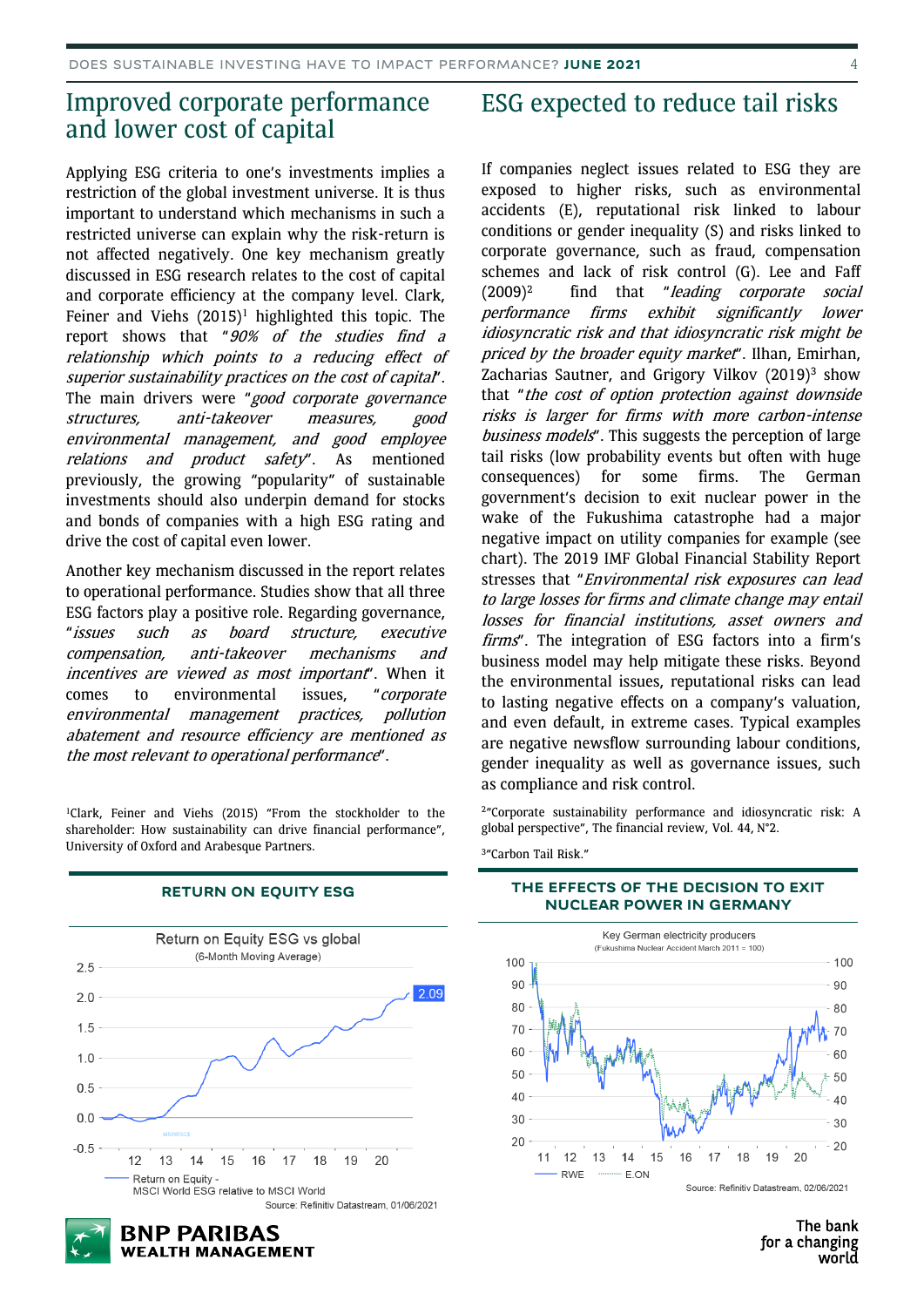## Improved corporate performance and lower cost of capital

Applying ESG criteria to one's investments implies a restriction of the global investment universe. It is thus important to understand which mechanisms in such a restricted universe can explain why the risk-return is not affected negatively. One key mechanism greatly discussed in ESG research relates to the cost of capital and corporate efficiency at the company level. Clark, Feiner and Viehs (2015)[1] highlighted this topic. The report shows that "*90% of the studies find a relationship which points to a reducing effect of superior sustainability practices on the cost of capital*". The main drivers were "*good corporate governance structures, anti-takeover measures, good environmental management, and good employee relations and product safety*". As mentioned previously, the growing "popularity" of sustainable investments should also underpin demand for stocks and bonds of companies with a high ESG rating and drive the cost of capital even lower.

Another key mechanism discussed in the report relates to operational performance. Studies show that all three ESG factors play a positive role. Regarding governance, "*issues such as board structure, executive compensation, anti-takeover mechanisms and incentives are viewed as most important*". When it comes to environmental issues, "*corporate environmental management practices, pollution abatement and resource efficiency are mentioned as the most relevant to operational performance*".

[1]Clark, Feiner and Viehs (2015) "From the stockholder to the shareholder: How sustainability can drive financial performance", University of Oxford and Arabesque Partners.

**RETURN ON EQUITY ESG**

Return on Equity ESG vs global (6-Month Moving Average)

Return on Equity - MSCI World ESG relative to MSCI World

Source: Refinitiv Datastream, 01/06/2021

## ESG expected to reduce tail risks

If companies neglect issues related to ESG they are exposed to higher risks, such as environmental accidents (E), reputational risk linked to labour conditions or gender inequality (S) and risks linked to corporate governance, such as fraud, compensation schemes and lack of risk control (G). Lee and Faff (2009)[2] find that "*leading corporate social performance firms exhibit significantly lower idiosyncratic risk and that idiosyncratic risk might be priced by the broader equity market*". Ilhan, Emirhan, Zacharias Sautner, and Grigory Vilkov (2019)[3] show that "*the cost of option protection against downside risks is larger for firms with more carbon-intense business models*". This suggests the perception of large tail risks (low probability events but often with huge consequences) for some firms. The German government's decision to exit nuclear power in the wake of the Fukushima catastrophe had a major negative impact on utility companies for example (see chart). The 2019 IMF Global Financial Stability Report stresses that "*Environmental risk exposures can lead to large losses for firms and climate change may entail losses for financial institutions, asset owners and firms*". The integration of ESG factors into a firm's business model may help mitigate these risks. Beyond the environmental issues, reputational risks can lead to lasting negative effects on a company's valuation, and even default, in extreme cases. Typical examples are negative newsflow surrounding labour conditions, gender inequality as well as governance issues, such as compliance and risk control.

[2]"Corporate sustainability performance and idiosyncratic risk: A global perspective", The financial review, Vol. 44, N°2.

[3]"Carbon Tail Risk."

**THE EFFECTS OF THE DECISION TO EXIT NUCLEAR POWER IN GERMANY**

Key German electricity producers (Fukushima Nuclear Accident March 2011 = 100)

RWE — E.ON

Source: Refinitiv Datastream, 02/06/2021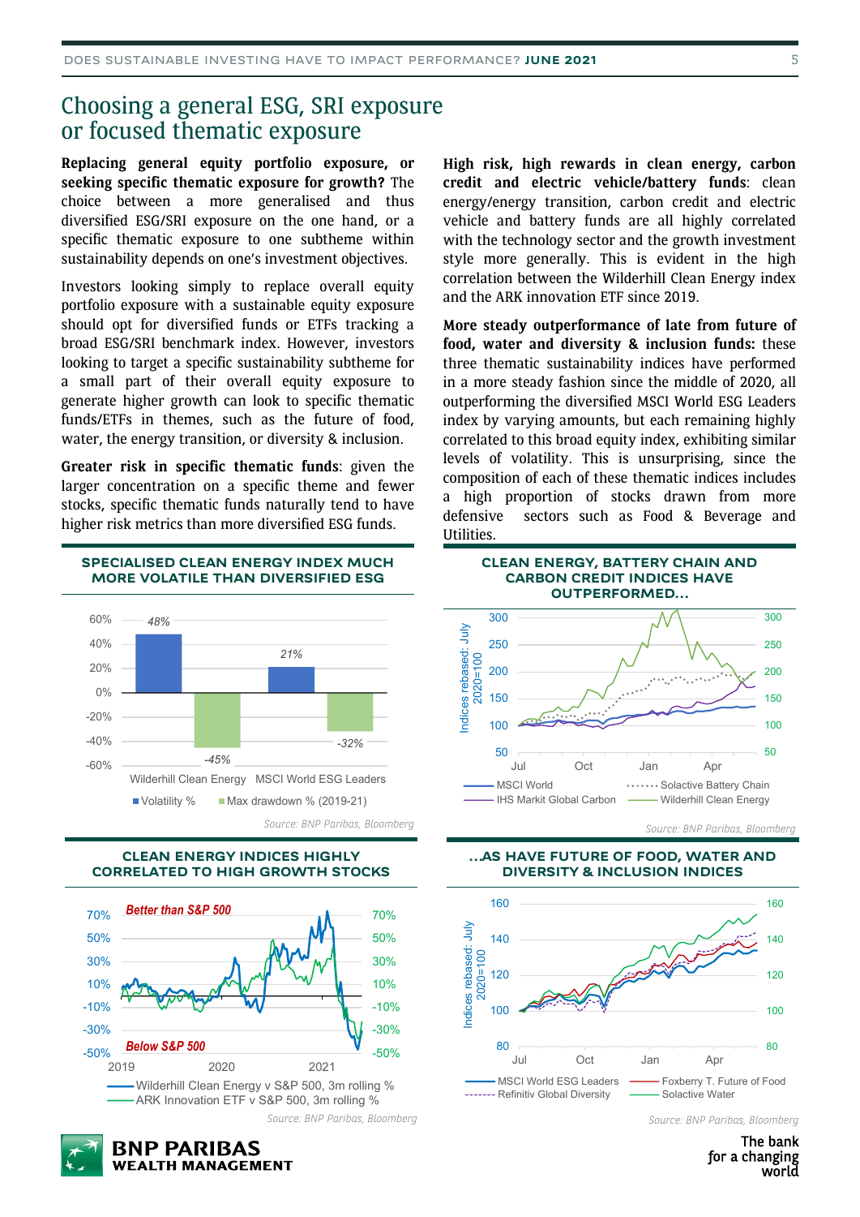# Choosing a general ESG, SRI exposure or focused thematic exposure

**Replacing general equity portfolio exposure, or seeking specific thematic exposure for growth?** The choice between a more generalised and thus diversified ESG/SRI exposure on the one hand, or a specific thematic exposure to one subtheme within sustainability depends on one's investment objectives.

Investors looking simply to replace overall equity portfolio exposure with a sustainable equity exposure should opt for diversified funds or ETFs tracking a broad ESG/SRI benchmark index. However, investors looking to target a specific sustainability subtheme for a small part of their overall equity exposure to generate higher growth can look to specific thematic funds/ETFs in themes, such as the future of food, water, the energy transition, or diversity & inclusion.

**Greater risk in specific thematic funds**: given the larger concentration on a specific theme and fewer stocks, specific thematic funds naturally tend to have higher risk metrics than more diversified ESG funds.

**High risk, high rewards in clean energy, carbon credit and electric vehicle/battery funds**: clean energy/energy transition, carbon credit and electric vehicle and battery funds are all highly correlated with the technology sector and the growth investment style more generally. This is evident in the high correlation between the Wilderhill Clean Energy index and the ARK innovation ETF since 2019.

**More steady outperformance of late from future of food, water and diversity & inclusion funds:** these three thematic sustainability indices have performed in a more steady fashion since the middle of 2020, all outperforming the diversified MSCI World ESG Leaders index by varying amounts, but each remaining highly correlated to this broad equity index, exhibiting similar levels of volatility. This is unsurprising, since the composition of each of these thematic indices includes a high proportion of stocks drawn from more defensive sectors such as Food & Beverage and Utilities.

### SPECIALISED CLEAN ENERGY INDEX MUCH MORE VOLATILE THAN DIVERSIFIED ESG

| | Volatility % | Max drawdown % (2019-21) |
|---|---|---|
| Wilderhill Clean Energy | 48% | -45% |
| MSCI World ESG Leaders | 21% | -32% |

*Source: BNP Paribas, Bloomberg*

### CLEAN ENERGY, BATTERY CHAIN AND CARBON CREDIT INDICES HAVE OUTPERFORMED...

Indices rebased: July 2020=100 — MSCI World; IHS Markit Global Carbon; Solactive Battery Chain; Wilderhill Clean Energy

*Source: BNP Paribas, Bloomberg*

### CLEAN ENERGY INDICES HIGHLY CORRELATED TO HIGH GROWTH STOCKS

Better than S&P 500 / Below S&P 500 — Wilderhill Clean Energy v S&P 500, 3m rolling %; ARK Innovation ETF v S&P 500, 3m rolling %

*Source: BNP Paribas, Bloomberg*

### ...AS HAVE FUTURE OF FOOD, WATER AND DIVERSITY & INCLUSION INDICES

Indices rebased: July 2020=100 — MSCI World ESG Leaders; Refinitiv Global Diversity; Foxberry T. Future of Food; Solactive Water

*Source: BNP Paribas, Bloomberg*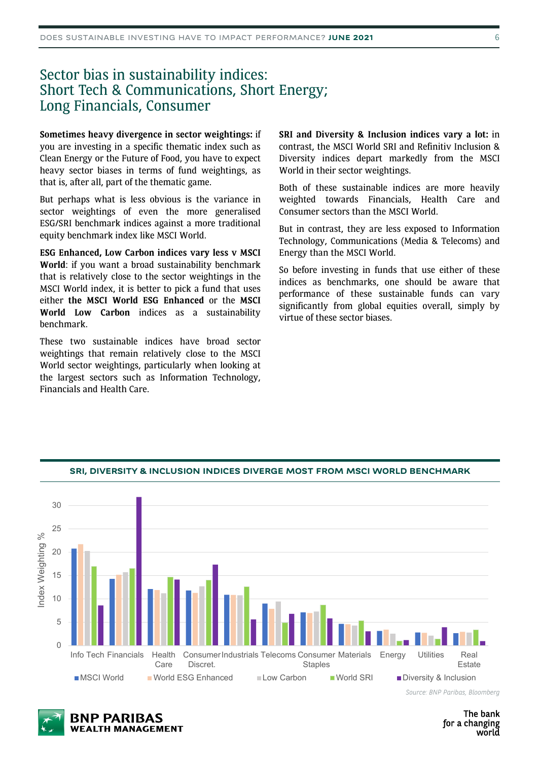# Sector bias in sustainability indices: Short Tech & Communications, Short Energy; Long Financials, Consumer

**Sometimes heavy divergence in sector weightings:** if you are investing in a specific thematic index such as Clean Energy or the Future of Food, you have to expect heavy sector biases in terms of fund weightings, as that is, after all, part of the thematic game.

But perhaps what is less obvious is the variance in sector weightings of even the more generalised ESG/SRI benchmark indices against a more traditional equity benchmark index like MSCI World.

**ESG Enhanced, Low Carbon indices vary less v MSCI World**: if you want a broad sustainability benchmark that is relatively close to the sector weightings in the MSCI World index, it is better to pick a fund that uses either **the MSCI World ESG Enhanced** or the **MSCI World Low Carbon** indices as a sustainability benchmark.

These two sustainable indices have broad sector weightings that remain relatively close to the MSCI World sector weightings, particularly when looking at the largest sectors such as Information Technology, Financials and Health Care.

**SRI and Diversity & Inclusion indices vary a lot:** in contrast, the MSCI World SRI and Refinitiv Inclusion & Diversity indices depart markedly from the MSCI World in their sector weightings.

Both of these sustainable indices are more heavily weighted towards Financials, Health Care and Consumer sectors than the MSCI World.

But in contrast, they are less exposed to Information Technology, Communications (Media & Telecoms) and Energy than the MSCI World.

So before investing in funds that use either of these indices as benchmarks, one should be aware that performance of these sustainable funds can vary significantly from global equities overall, simply by virtue of these sector biases.

**SRI, DIVERSITY & INCLUSION INDICES DIVERGE MOST FROM MSCI WORLD BENCHMARK**

*Source: BNP Paribas, Bloomberg*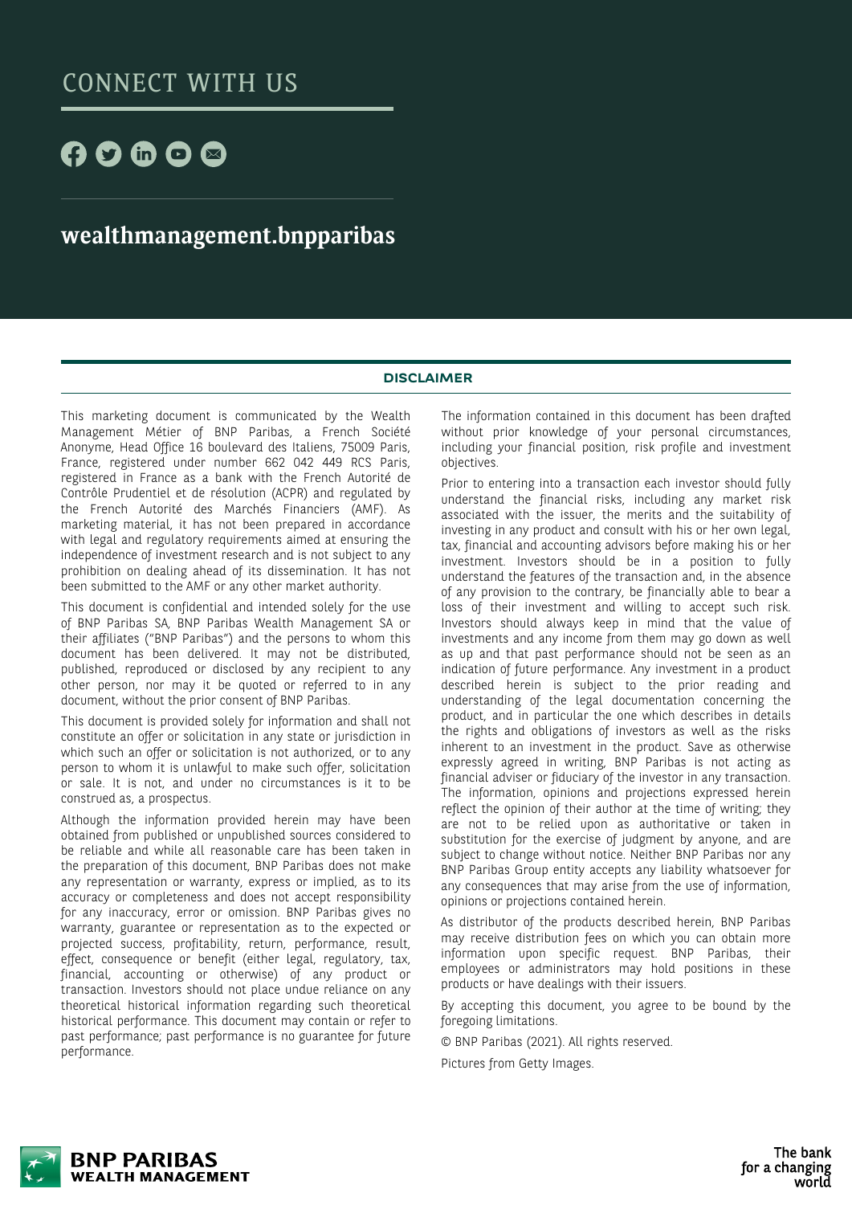## CONNECT WITH US

**wealthmanagement.bnpparibas**

### DISCLAIMER

This marketing document is communicated by the Wealth Management Métier of BNP Paribas, a French Société Anonyme, Head Office 16 boulevard des Italiens, 75009 Paris, France, registered under number 662 042 449 RCS Paris, registered in France as a bank with the French Autorité de Contrôle Prudentiel et de résolution (ACPR) and regulated by the French Autorité des Marchés Financiers (AMF). As marketing material, it has not been prepared in accordance with legal and regulatory requirements aimed at ensuring the independence of investment research and is not subject to any prohibition on dealing ahead of its dissemination. It has not been submitted to the AMF or any other market authority.

This document is confidential and intended solely for the use of BNP Paribas SA, BNP Paribas Wealth Management SA or their affiliates ("BNP Paribas") and the persons to whom this document has been delivered. It may not be distributed, published, reproduced or disclosed by any recipient to any other person, nor may it be quoted or referred to in any document, without the prior consent of BNP Paribas.

This document is provided solely for information and shall not constitute an offer or solicitation in any state or jurisdiction in which such an offer or solicitation is not authorized, or to any person to whom it is unlawful to make such offer, solicitation or sale. It is not, and under no circumstances is it to be construed as, a prospectus.

Although the information provided herein may have been obtained from published or unpublished sources considered to be reliable and while all reasonable care has been taken in the preparation of this document, BNP Paribas does not make any representation or warranty, express or implied, as to its accuracy or completeness and does not accept responsibility for any inaccuracy, error or omission. BNP Paribas gives no warranty, guarantee or representation as to the expected or projected success, profitability, return, performance, result, effect, consequence or benefit (either legal, regulatory, tax, financial, accounting or otherwise) of any product or transaction. Investors should not place undue reliance on any theoretical historical information regarding such theoretical historical performance. This document may contain or refer to past performance; past performance is no guarantee for future performance.

The information contained in this document has been drafted without prior knowledge of your personal circumstances, including your financial position, risk profile and investment objectives.

Prior to entering into a transaction each investor should fully understand the financial risks, including any market risk associated with the issuer, the merits and the suitability of investing in any product and consult with his or her own legal, tax, financial and accounting advisors before making his or her investment. Investors should be in a position to fully understand the features of the transaction and, in the absence of any provision to the contrary, be financially able to bear a loss of their investment and willing to accept such risk. Investors should always keep in mind that the value of investments and any income from them may go down as well as up and that past performance should not be seen as an indication of future performance. Any investment in a product described herein is subject to the prior reading and understanding of the legal documentation concerning the product, and in particular the one which describes in details the rights and obligations of investors as well as the risks inherent to an investment in the product. Save as otherwise expressly agreed in writing, BNP Paribas is not acting as financial adviser or fiduciary of the investor in any transaction. The information, opinions and projections expressed herein reflect the opinion of their author at the time of writing; they are not to be relied upon as authoritative or taken in substitution for the exercise of judgment by anyone, and are subject to change without notice. Neither BNP Paribas nor any BNP Paribas Group entity accepts any liability whatsoever for any consequences that may arise from the use of information, opinions or projections contained herein.

As distributor of the products described herein, BNP Paribas may receive distribution fees on which you can obtain more information upon specific request. BNP Paribas, their employees or administrators may hold positions in these products or have dealings with their issuers.

By accepting this document, you agree to be bound by the foregoing limitations.

© BNP Paribas (2021). All rights reserved.

Pictures from Getty Images.

**BNP PARIBAS WEALTH MANAGEMENT**

The bank for a changing world